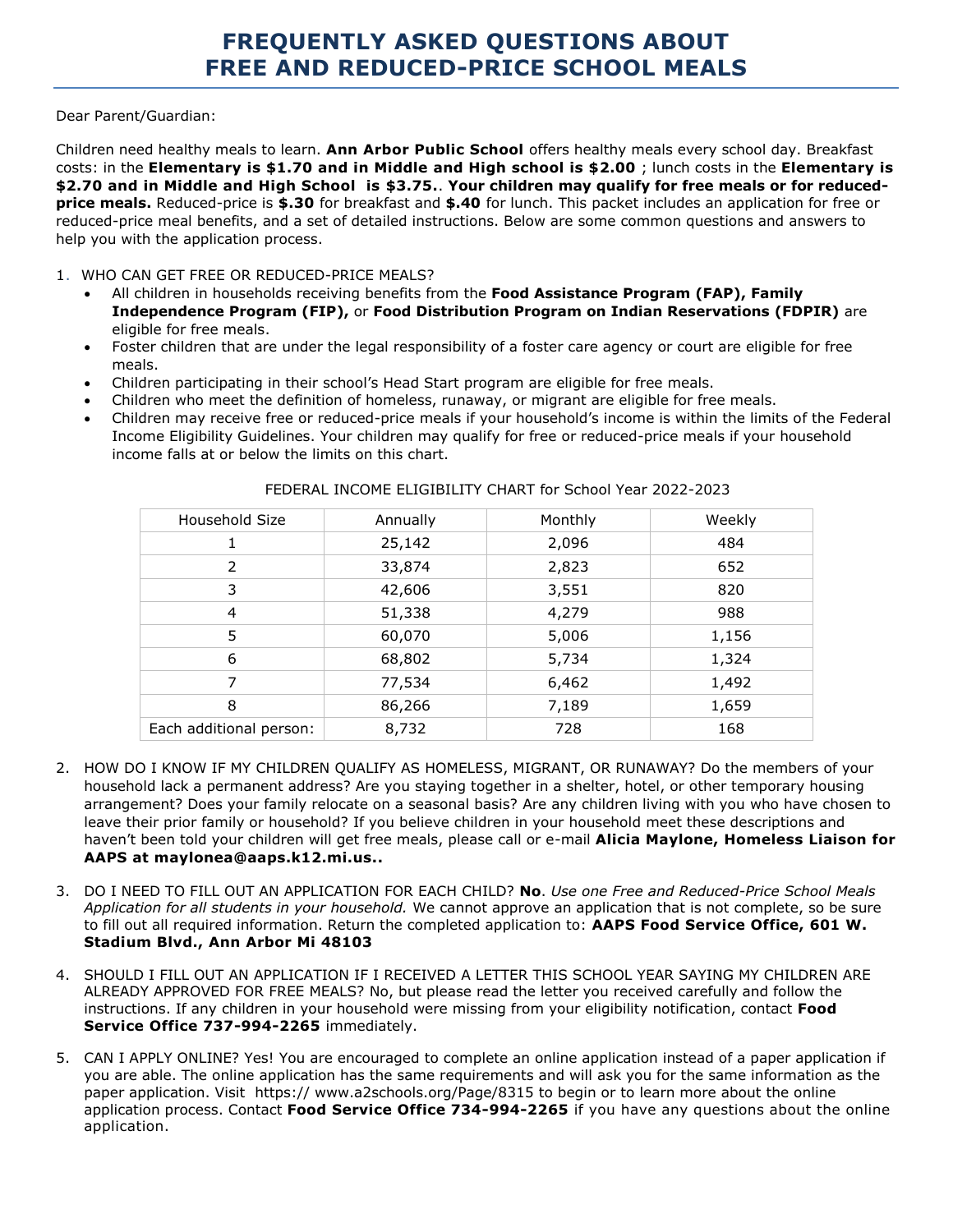# FREQUENTLY ASKED QUESTIONS ABOUT FREE AND REDUCED-PRICE SCHOOL MEALS

Dear Parent/Guardian:

Children need healthy meals to learn. **Ann Arbor Public School** offers healthy meals every school day. Breakfast costs: in the **Elementary is $1.70 and in Middle and High school is $2.00** ; lunch costs in the **Elementary is $2.70 and in Middle and High School is $3.75.**. **Your children may qualify for free meals or for reduced-price meals.** Reduced-price is **$.30** for breakfast and **$.40** for lunch. This packet includes an application for free or reduced-price meal benefits, and a set of detailed instructions. Below are some common questions and answers to help you with the application process.

1. WHO CAN GET FREE OR REDUCED-PRICE MEALS?
   - All children in households receiving benefits from the **Food Assistance Program (FAP), Family Independence Program (FIP),** or **Food Distribution Program on Indian Reservations (FDPIR)** are eligible for free meals.
   - Foster children that are under the legal responsibility of a foster care agency or court are eligible for free meals.
   - Children participating in their school's Head Start program are eligible for free meals.
   - Children who meet the definition of homeless, runaway, or migrant are eligible for free meals.
   - Children may receive free or reduced-price meals if your household's income is within the limits of the Federal Income Eligibility Guidelines. Your children may qualify for free or reduced-price meals if your household income falls at or below the limits on this chart.

FEDERAL INCOME ELIGIBILITY CHART for School Year 2022-2023

| Household Size | Annually | Monthly | Weekly |
|---|---|---|---|
| 1 | 25,142 | 2,096 | 484 |
| 2 | 33,874 | 2,823 | 652 |
| 3 | 42,606 | 3,551 | 820 |
| 4 | 51,338 | 4,279 | 988 |
| 5 | 60,070 | 5,006 | 1,156 |
| 6 | 68,802 | 5,734 | 1,324 |
| 7 | 77,534 | 6,462 | 1,492 |
| 8 | 86,266 | 7,189 | 1,659 |
| Each additional person: | 8,732 | 728 | 168 |

2. HOW DO I KNOW IF MY CHILDREN QUALIFY AS HOMELESS, MIGRANT, OR RUNAWAY? Do the members of your household lack a permanent address? Are you staying together in a shelter, hotel, or other temporary housing arrangement? Does your family relocate on a seasonal basis? Are any children living with you who have chosen to leave their prior family or household? If you believe children in your household meet these descriptions and haven't been told your children will get free meals, please call or e-mail **Alicia Maylone, Homeless Liaison for AAPS at maylonea@aaps.k12.mi.us..**

3. DO I NEED TO FILL OUT AN APPLICATION FOR EACH CHILD? **No**. *Use one Free and Reduced-Price School Meals Application for all students in your household.* We cannot approve an application that is not complete, so be sure to fill out all required information. Return the completed application to: **AAPS Food Service Office, 601 W. Stadium Blvd., Ann Arbor Mi 48103**

4. SHOULD I FILL OUT AN APPLICATION IF I RECEIVED A LETTER THIS SCHOOL YEAR SAYING MY CHILDREN ARE ALREADY APPROVED FOR FREE MEALS? No, but please read the letter you received carefully and follow the instructions. If any children in your household were missing from your eligibility notification, contact **Food Service Office 737-994-2265** immediately.

5. CAN I APPLY ONLINE? Yes! You are encouraged to complete an online application instead of a paper application if you are able. The online application has the same requirements and will ask you for the same information as the paper application. Visit https:// www.a2schools.org/Page/8315 to begin or to learn more about the online application process. Contact **Food Service Office 734-994-2265** if you have any questions about the online application.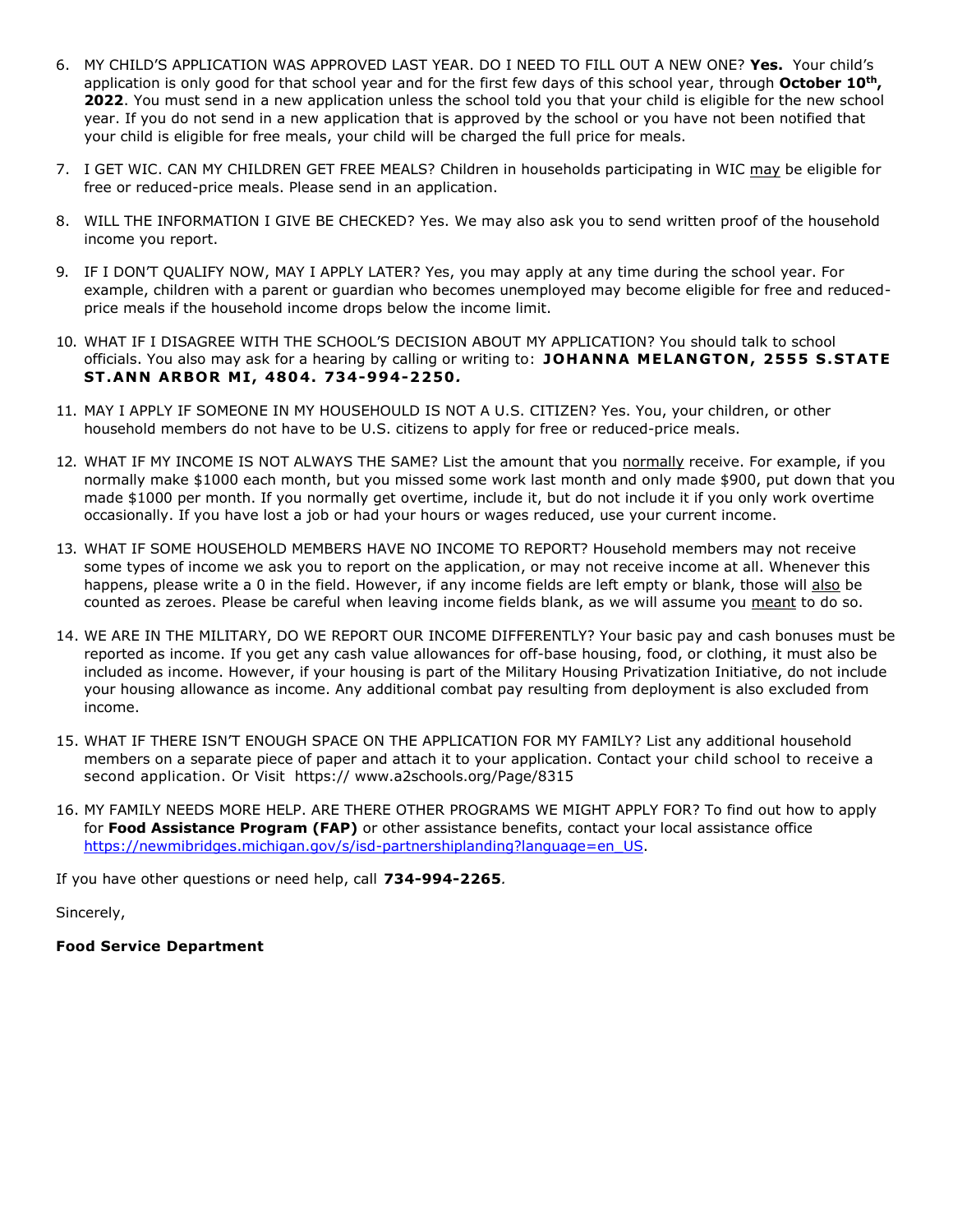6. MY CHILD'S APPLICATION WAS APPROVED LAST YEAR. DO I NEED TO FILL OUT A NEW ONE? **Yes.** Your child's application is only good for that school year and for the first few days of this school year, through **October 10th, 2022**. You must send in a new application unless the school told you that your child is eligible for the new school year. If you do not send in a new application that is approved by the school or you have not been notified that your child is eligible for free meals, your child will be charged the full price for meals.

7. I GET WIC. CAN MY CHILDREN GET FREE MEALS? Children in households participating in WIC may be eligible for free or reduced-price meals. Please send in an application.

8. WILL THE INFORMATION I GIVE BE CHECKED? Yes. We may also ask you to send written proof of the household income you report.

9. IF I DON'T QUALIFY NOW, MAY I APPLY LATER? Yes, you may apply at any time during the school year. For example, children with a parent or guardian who becomes unemployed may become eligible for free and reduced-price meals if the household income drops below the income limit.

10. WHAT IF I DISAGREE WITH THE SCHOOL'S DECISION ABOUT MY APPLICATION? You should talk to school officials. You also may ask for a hearing by calling or writing to: **JOHANNA MELANGTON, 2555 S.STATE ST.ANN ARBOR MI, 4804. 734-994-2250.**

11. MAY I APPLY IF SOMEONE IN MY HOUSEHOULD IS NOT A U.S. CITIZEN? Yes. You, your children, or other household members do not have to be U.S. citizens to apply for free or reduced-price meals.

12. WHAT IF MY INCOME IS NOT ALWAYS THE SAME? List the amount that you normally receive. For example, if you normally make $1000 each month, but you missed some work last month and only made $900, put down that you made $1000 per month. If you normally get overtime, include it, but do not include it if you only work overtime occasionally. If you have lost a job or had your hours or wages reduced, use your current income.

13. WHAT IF SOME HOUSEHOLD MEMBERS HAVE NO INCOME TO REPORT? Household members may not receive some types of income we ask you to report on the application, or may not receive income at all. Whenever this happens, please write a 0 in the field. However, if any income fields are left empty or blank, those will also be counted as zeroes. Please be careful when leaving income fields blank, as we will assume you meant to do so.

14. WE ARE IN THE MILITARY, DO WE REPORT OUR INCOME DIFFERENTLY? Your basic pay and cash bonuses must be reported as income. If you get any cash value allowances for off-base housing, food, or clothing, it must also be included as income. However, if your housing is part of the Military Housing Privatization Initiative, do not include your housing allowance as income. Any additional combat pay resulting from deployment is also excluded from income.

15. WHAT IF THERE ISN'T ENOUGH SPACE ON THE APPLICATION FOR MY FAMILY? List any additional household members on a separate piece of paper and attach it to your application. Contact your child school to receive a second application. Or Visit https:// www.a2schools.org/Page/8315

16. MY FAMILY NEEDS MORE HELP. ARE THERE OTHER PROGRAMS WE MIGHT APPLY FOR? To find out how to apply for **Food Assistance Program (FAP)** or other assistance benefits, contact your local assistance office https://newmibridges.michigan.gov/s/isd-partnershiplanding?language=en_US.

If you have other questions or need help, call **734-994-2265**.

Sincerely,

**Food Service Department**